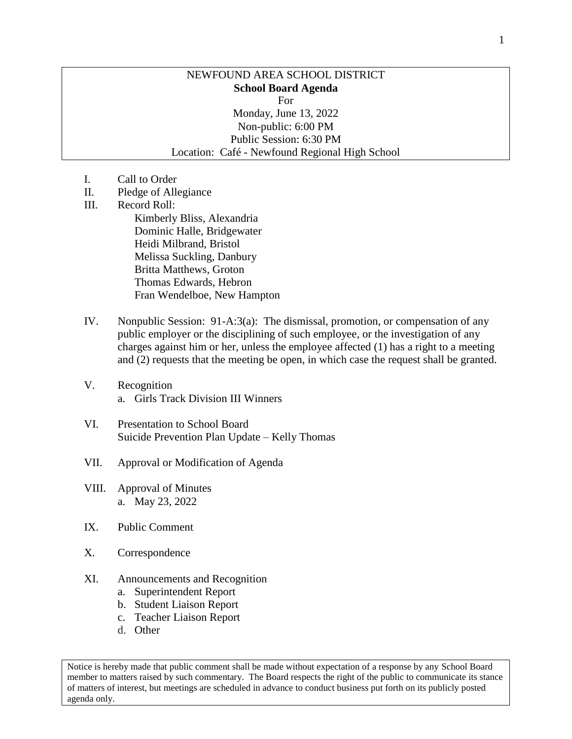NEWFOUND AREA SCHOOL DISTRICT

**School Board Agenda**

For

Monday, June 13, 2022

Non-public: 6:00 PM

Public Session: 6:30 PM

Location: Café - Newfound Regional High School

I. Call to Order

II. Pledge of Allegiance

III. Record Roll:

 Kimberly Bliss, Alexandria
 Dominic Halle, Bridgewater
 Heidi Milbrand, Bristol
 Melissa Suckling, Danbury
 Britta Matthews, Groton
 Thomas Edwards, Hebron
 Fran Wendelboe, New Hampton

IV. Nonpublic Session: 91-A:3(a): The dismissal, promotion, or compensation of any public employer or the disciplining of such employee, or the investigation of any charges against him or her, unless the employee affected (1) has a right to a meeting and (2) requests that the meeting be open, in which case the request shall be granted.

V. Recognition
 a. Girls Track Division III Winners

VI. Presentation to School Board
 Suicide Prevention Plan Update – Kelly Thomas

VII. Approval or Modification of Agenda

VIII. Approval of Minutes
 a. May 23, 2022

IX. Public Comment

X. Correspondence

XI. Announcements and Recognition
 a. Superintendent Report
 b. Student Liaison Report
 c. Teacher Liaison Report
 d. Other

Notice is hereby made that public comment shall be made without expectation of a response by any School Board member to matters raised by such commentary. The Board respects the right of the public to communicate its stance of matters of interest, but meetings are scheduled in advance to conduct business put forth on its publicly posted agenda only.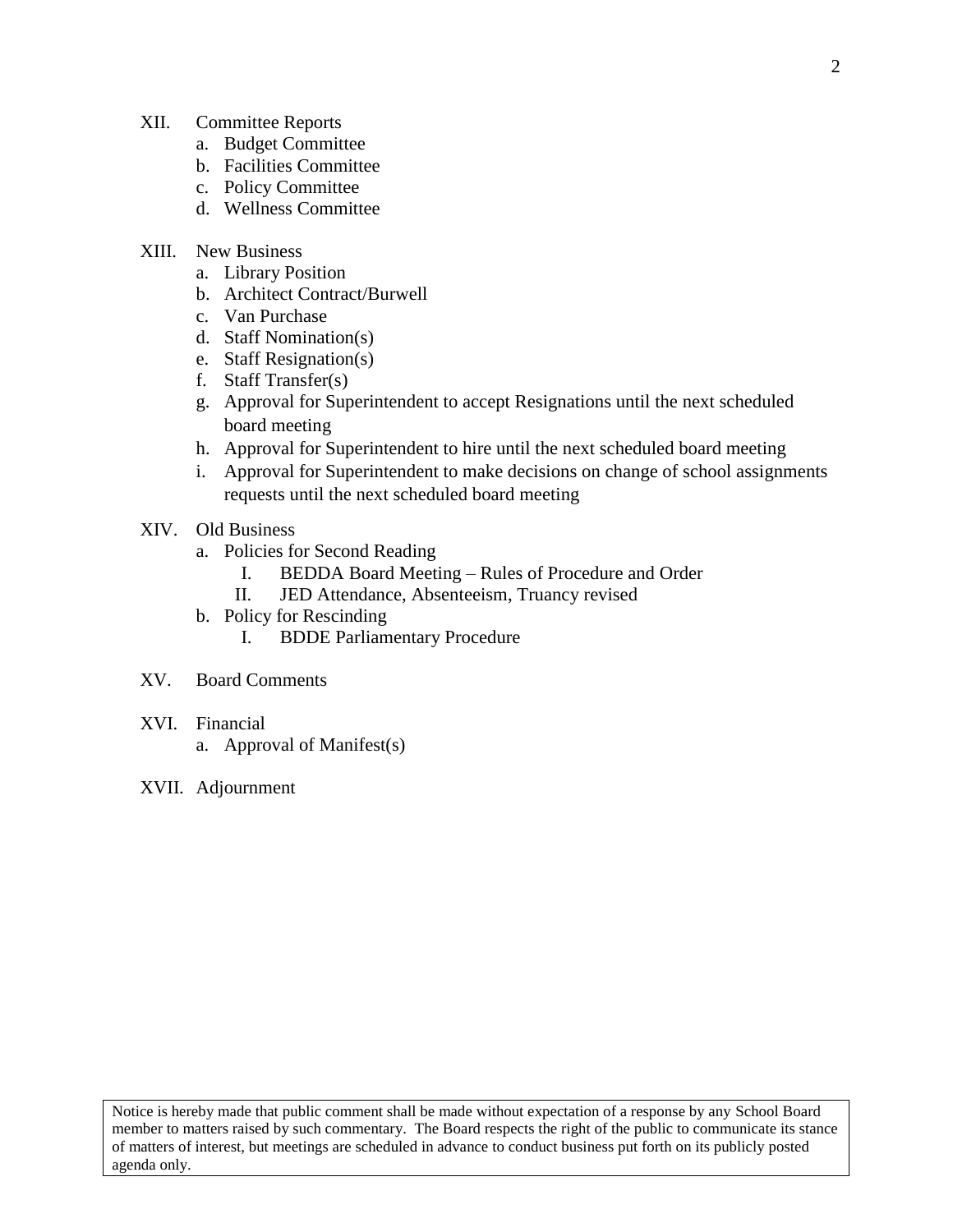XII. Committee Reports
   a. Budget Committee
   b. Facilities Committee
   c. Policy Committee
   d. Wellness Committee

XIII. New Business
   a. Library Position
   b. Architect Contract/Burwell
   c. Van Purchase
   d. Staff Nomination(s)
   e. Staff Resignation(s)
   f. Staff Transfer(s)
   g. Approval for Superintendent to accept Resignations until the next scheduled board meeting
   h. Approval for Superintendent to hire until the next scheduled board meeting
   i. Approval for Superintendent to make decisions on change of school assignments requests until the next scheduled board meeting

XIV. Old Business
   a. Policies for Second Reading
      I. BEDDA Board Meeting – Rules of Procedure and Order
      II. JED Attendance, Absenteeism, Truancy revised
   b. Policy for Rescinding
      I. BDDE Parliamentary Procedure

XV. Board Comments

XVI. Financial
   a. Approval of Manifest(s)

XVII. Adjournment

Notice is hereby made that public comment shall be made without expectation of a response by any School Board member to matters raised by such commentary. The Board respects the right of the public to communicate its stance of matters of interest, but meetings are scheduled in advance to conduct business put forth on its publicly posted agenda only.